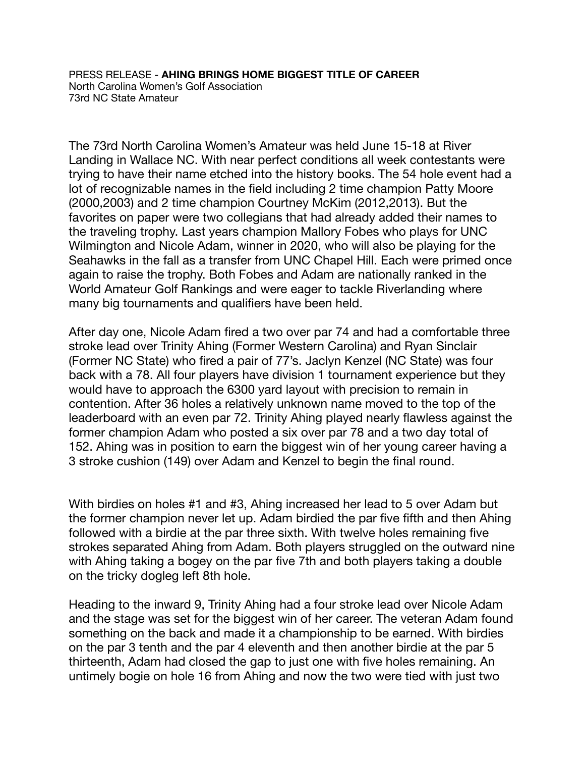PRESS RELEASE - **AHING BRINGS HOME BIGGEST TITLE OF CAREER**
North Carolina Women's Golf Association
73rd NC State Amateur

The 73rd North Carolina Women's Amateur was held June 15-18 at River Landing in Wallace NC. With near perfect conditions all week contestants were trying to have their name etched into the history books. The 54 hole event had a lot of recognizable names in the field including 2 time champion Patty Moore (2000,2003) and 2 time champion Courtney McKim (2012,2013). But the favorites on paper were two collegians that had already added their names to the traveling trophy. Last years champion Mallory Fobes who plays for UNC Wilmington and Nicole Adam, winner in 2020, who will also be playing for the Seahawks in the fall as a transfer from UNC Chapel Hill. Each were primed once again to raise the trophy. Both Fobes and Adam are nationally ranked in the World Amateur Golf Rankings and were eager to tackle Riverlanding where many big tournaments and qualifiers have been held.

After day one, Nicole Adam fired a two over par 74 and had a comfortable three stroke lead over Trinity Ahing (Former Western Carolina) and Ryan Sinclair (Former NC State) who fired a pair of 77's. Jaclyn Kenzel (NC State) was four back with a 78. All four players have division 1 tournament experience but they would have to approach the 6300 yard layout with precision to remain in contention. After 36 holes a relatively unknown name moved to the top of the leaderboard with an even par 72. Trinity Ahing played nearly flawless against the former champion Adam who posted a six over par 78 and a two day total of 152. Ahing was in position to earn the biggest win of her young career having a 3 stroke cushion (149) over Adam and Kenzel to begin the final round.

With birdies on holes #1 and #3, Ahing increased her lead to 5 over Adam but the former champion never let up. Adam birdied the par five fifth and then Ahing followed with a birdie at the par three sixth. With twelve holes remaining five strokes separated Ahing from Adam. Both players struggled on the outward nine with Ahing taking a bogey on the par five 7th and both players taking a double on the tricky dogleg left 8th hole.

Heading to the inward 9, Trinity Ahing had a four stroke lead over Nicole Adam and the stage was set for the biggest win of her career. The veteran Adam found something on the back and made it a championship to be earned. With birdies on the par 3 tenth and the par 4 eleventh and then another birdie at the par 5 thirteenth, Adam had closed the gap to just one with five holes remaining. An untimely bogie on hole 16 from Ahing and now the two were tied with just two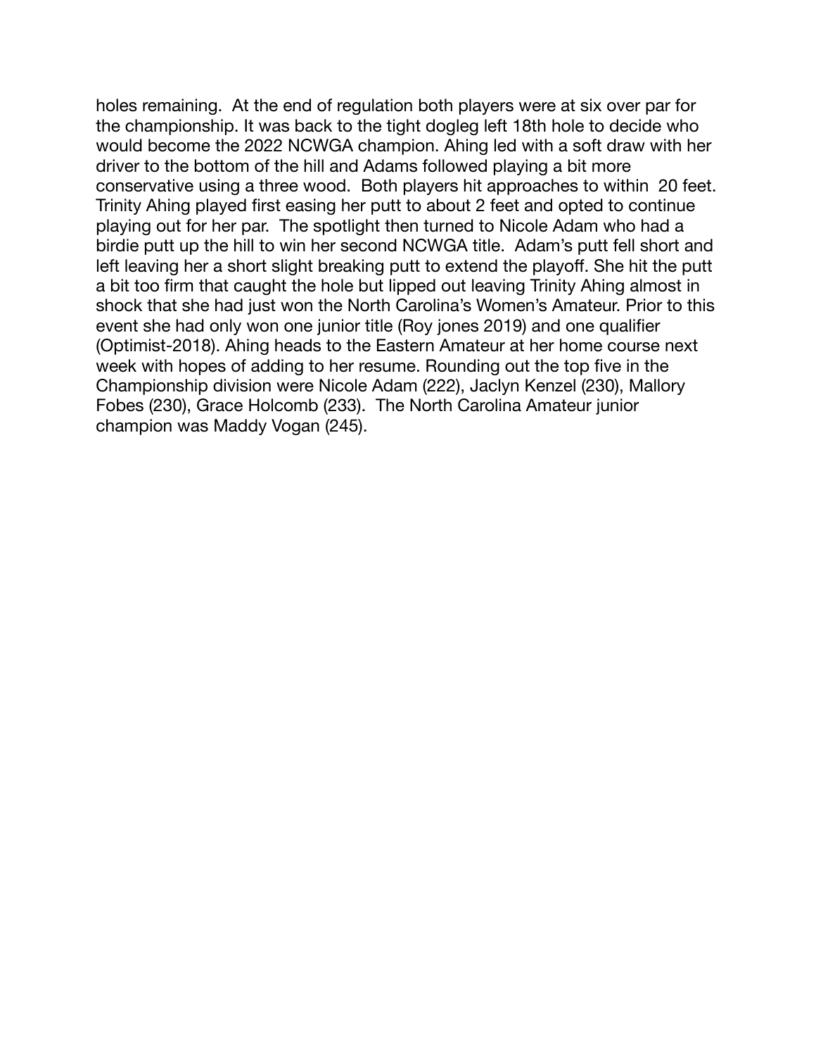holes remaining.  At the end of regulation both players were at six over par for the championship. It was back to the tight dogleg left 18th hole to decide who would become the 2022 NCWGA champion. Ahing led with a soft draw with her driver to the bottom of the hill and Adams followed playing a bit more conservative using a three wood.  Both players hit approaches to within  20 feet. Trinity Ahing played first easing her putt to about 2 feet and opted to continue playing out for her par.  The spotlight then turned to Nicole Adam who had a birdie putt up the hill to win her second NCWGA title.  Adam's putt fell short and left leaving her a short slight breaking putt to extend the playoff. She hit the putt a bit too firm that caught the hole but lipped out leaving Trinity Ahing almost in shock that she had just won the North Carolina's Women's Amateur. Prior to this event she had only won one junior title (Roy jones 2019) and one qualifier (Optimist-2018). Ahing heads to the Eastern Amateur at her home course next week with hopes of adding to her resume. Rounding out the top five in the Championship division were Nicole Adam (222), Jaclyn Kenzel (230), Mallory Fobes (230), Grace Holcomb (233).  The North Carolina Amateur junior champion was Maddy Vogan (245).